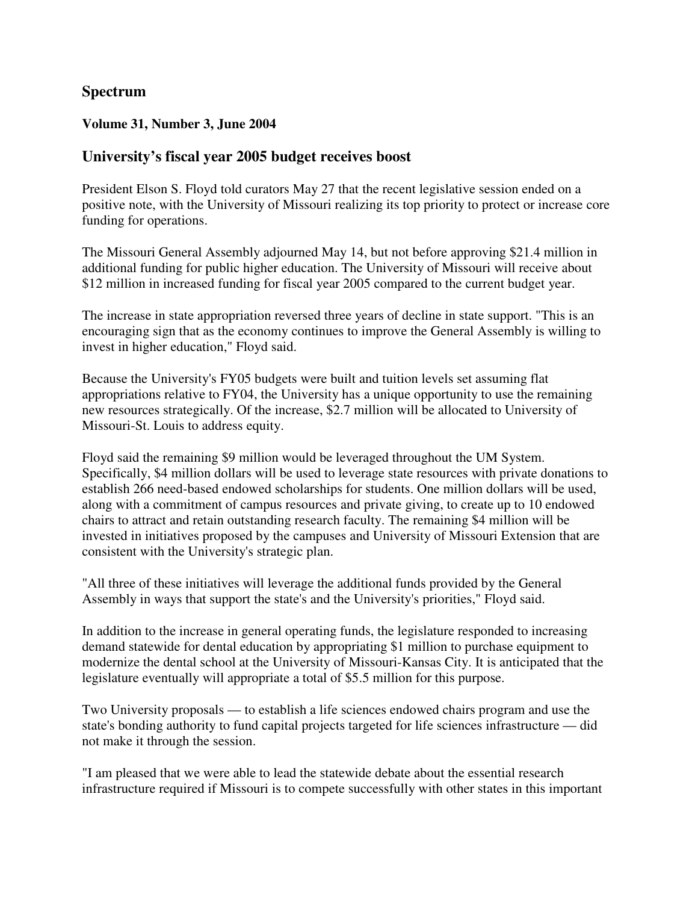## Spectrum

### Volume 31, Number 3, June 2004

## University's fiscal year 2005 budget receives boost

President Elson S. Floyd told curators May 27 that the recent legislative session ended on a positive note, with the University of Missouri realizing its top priority to protect or increase core funding for operations.

The Missouri General Assembly adjourned May 14, but not before approving $21.4 million in additional funding for public higher education. The University of Missouri will receive about $12 million in increased funding for fiscal year 2005 compared to the current budget year.

The increase in state appropriation reversed three years of decline in state support. "This is an encouraging sign that as the economy continues to improve the General Assembly is willing to invest in higher education," Floyd said.

Because the University's FY05 budgets were built and tuition levels set assuming flat appropriations relative to FY04, the University has a unique opportunity to use the remaining new resources strategically. Of the increase, $2.7 million will be allocated to University of Missouri-St. Louis to address equity.

Floyd said the remaining $9 million would be leveraged throughout the UM System. Specifically, $4 million dollars will be used to leverage state resources with private donations to establish 266 need-based endowed scholarships for students. One million dollars will be used, along with a commitment of campus resources and private giving, to create up to 10 endowed chairs to attract and retain outstanding research faculty. The remaining $4 million will be invested in initiatives proposed by the campuses and University of Missouri Extension that are consistent with the University's strategic plan.

"All three of these initiatives will leverage the additional funds provided by the General Assembly in ways that support the state's and the University's priorities," Floyd said.

In addition to the increase in general operating funds, the legislature responded to increasing demand statewide for dental education by appropriating $1 million to purchase equipment to modernize the dental school at the University of Missouri-Kansas City. It is anticipated that the legislature eventually will appropriate a total of $5.5 million for this purpose.

Two University proposals — to establish a life sciences endowed chairs program and use the state's bonding authority to fund capital projects targeted for life sciences infrastructure — did not make it through the session.

"I am pleased that we were able to lead the statewide debate about the essential research infrastructure required if Missouri is to compete successfully with other states in this important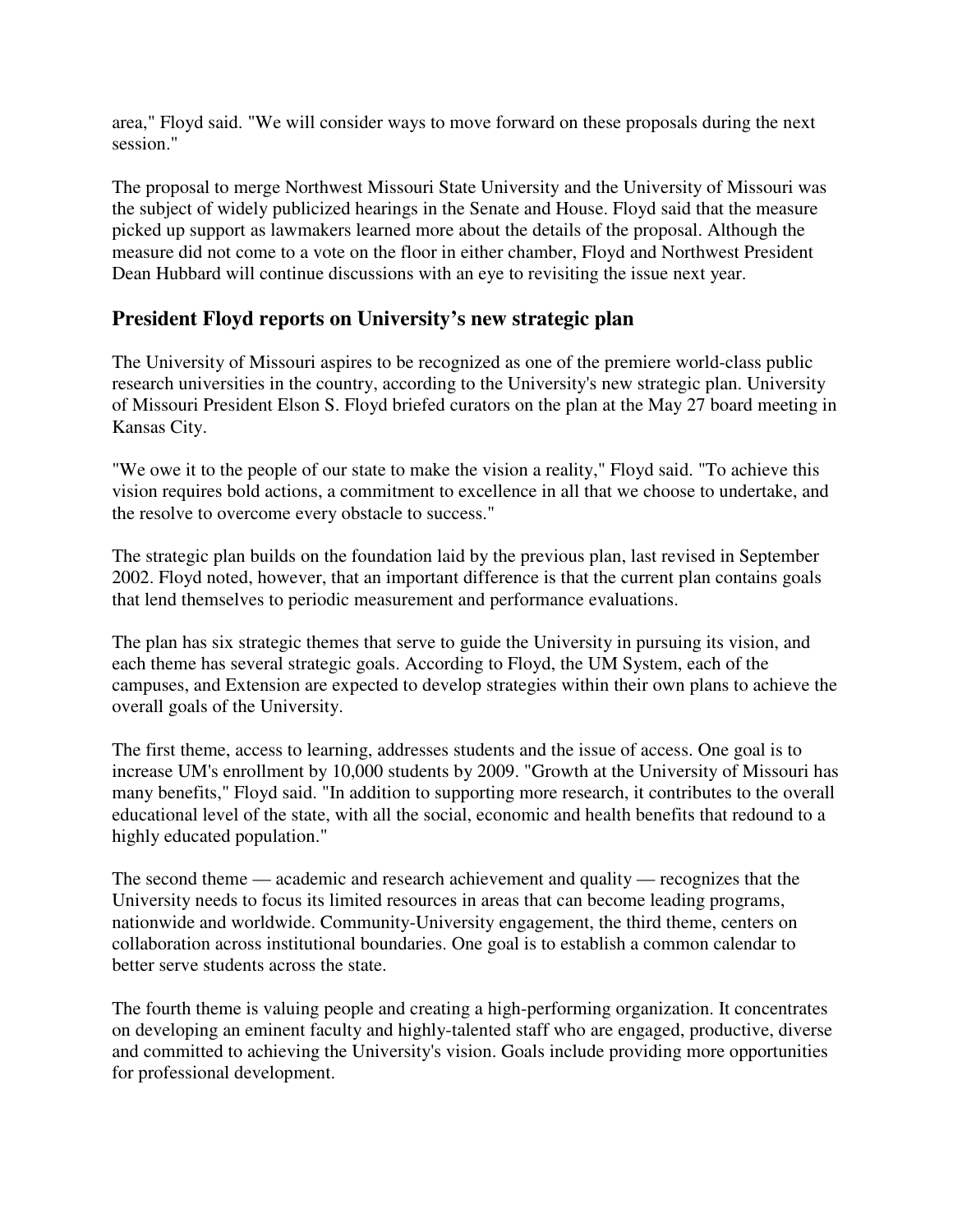area," Floyd said. "We will consider ways to move forward on these proposals during the next session."

The proposal to merge Northwest Missouri State University and the University of Missouri was the subject of widely publicized hearings in the Senate and House. Floyd said that the measure picked up support as lawmakers learned more about the details of the proposal. Although the measure did not come to a vote on the floor in either chamber, Floyd and Northwest President Dean Hubbard will continue discussions with an eye to revisiting the issue next year.

## President Floyd reports on University's new strategic plan

The University of Missouri aspires to be recognized as one of the premiere world-class public research universities in the country, according to the University's new strategic plan. University of Missouri President Elson S. Floyd briefed curators on the plan at the May 27 board meeting in Kansas City.

"We owe it to the people of our state to make the vision a reality," Floyd said. "To achieve this vision requires bold actions, a commitment to excellence in all that we choose to undertake, and the resolve to overcome every obstacle to success."

The strategic plan builds on the foundation laid by the previous plan, last revised in September 2002. Floyd noted, however, that an important difference is that the current plan contains goals that lend themselves to periodic measurement and performance evaluations.

The plan has six strategic themes that serve to guide the University in pursuing its vision, and each theme has several strategic goals. According to Floyd, the UM System, each of the campuses, and Extension are expected to develop strategies within their own plans to achieve the overall goals of the University.

The first theme, access to learning, addresses students and the issue of access. One goal is to increase UM's enrollment by 10,000 students by 2009. "Growth at the University of Missouri has many benefits," Floyd said. "In addition to supporting more research, it contributes to the overall educational level of the state, with all the social, economic and health benefits that redound to a highly educated population."

The second theme — academic and research achievement and quality — recognizes that the University needs to focus its limited resources in areas that can become leading programs, nationwide and worldwide. Community-University engagement, the third theme, centers on collaboration across institutional boundaries. One goal is to establish a common calendar to better serve students across the state.

The fourth theme is valuing people and creating a high-performing organization. It concentrates on developing an eminent faculty and highly-talented staff who are engaged, productive, diverse and committed to achieving the University's vision. Goals include providing more opportunities for professional development.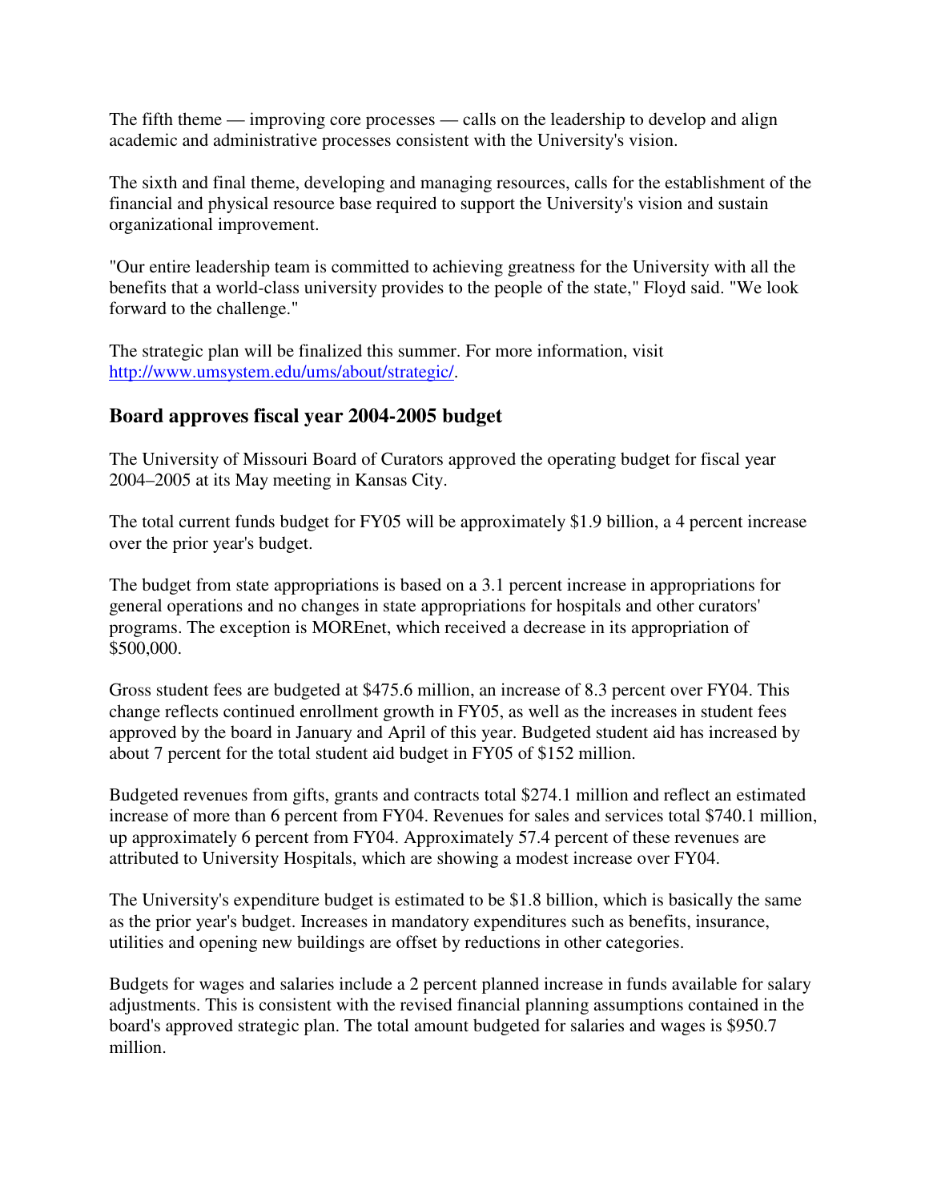The fifth theme — improving core processes — calls on the leadership to develop and align academic and administrative processes consistent with the University's vision.

The sixth and final theme, developing and managing resources, calls for the establishment of the financial and physical resource base required to support the University's vision and sustain organizational improvement.

"Our entire leadership team is committed to achieving greatness for the University with all the benefits that a world-class university provides to the people of the state," Floyd said. "We look forward to the challenge."

The strategic plan will be finalized this summer. For more information, visit http://www.umsystem.edu/ums/about/strategic/.

## Board approves fiscal year 2004-2005 budget

The University of Missouri Board of Curators approved the operating budget for fiscal year 2004–2005 at its May meeting in Kansas City.

The total current funds budget for FY05 will be approximately $1.9 billion, a 4 percent increase over the prior year's budget.

The budget from state appropriations is based on a 3.1 percent increase in appropriations for general operations and no changes in state appropriations for hospitals and other curators' programs. The exception is MOREnet, which received a decrease in its appropriation of $500,000.

Gross student fees are budgeted at $475.6 million, an increase of 8.3 percent over FY04. This change reflects continued enrollment growth in FY05, as well as the increases in student fees approved by the board in January and April of this year. Budgeted student aid has increased by about 7 percent for the total student aid budget in FY05 of $152 million.

Budgeted revenues from gifts, grants and contracts total $274.1 million and reflect an estimated increase of more than 6 percent from FY04. Revenues for sales and services total $740.1 million, up approximately 6 percent from FY04. Approximately 57.4 percent of these revenues are attributed to University Hospitals, which are showing a modest increase over FY04.

The University's expenditure budget is estimated to be $1.8 billion, which is basically the same as the prior year's budget. Increases in mandatory expenditures such as benefits, insurance, utilities and opening new buildings are offset by reductions in other categories.

Budgets for wages and salaries include a 2 percent planned increase in funds available for salary adjustments. This is consistent with the revised financial planning assumptions contained in the board's approved strategic plan. The total amount budgeted for salaries and wages is $950.7 million.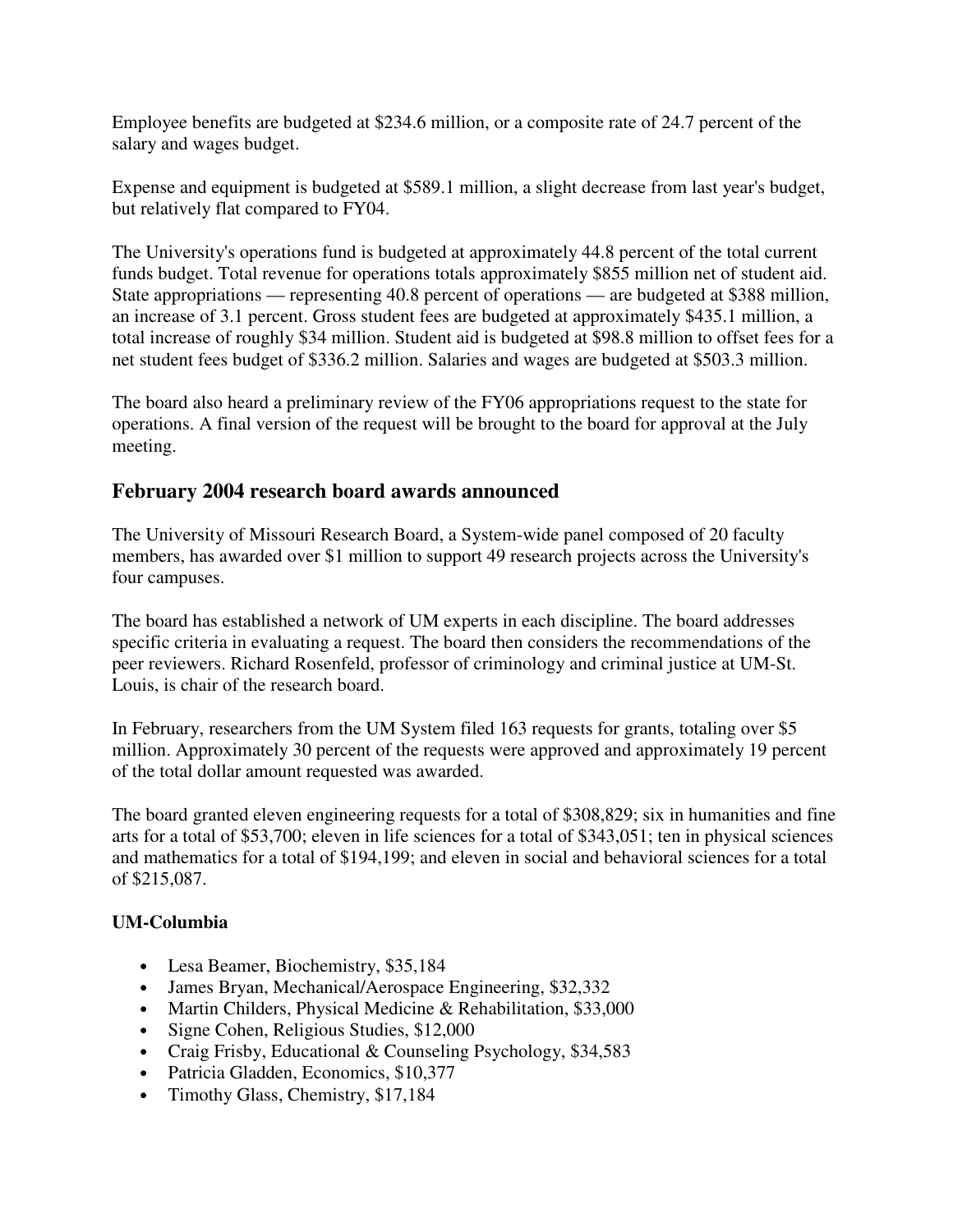Employee benefits are budgeted at $234.6 million, or a composite rate of 24.7 percent of the salary and wages budget.

Expense and equipment is budgeted at $589.1 million, a slight decrease from last year's budget, but relatively flat compared to FY04.

The University's operations fund is budgeted at approximately 44.8 percent of the total current funds budget. Total revenue for operations totals approximately $855 million net of student aid. State appropriations — representing 40.8 percent of operations — are budgeted at $388 million, an increase of 3.1 percent. Gross student fees are budgeted at approximately $435.1 million, a total increase of roughly $34 million. Student aid is budgeted at $98.8 million to offset fees for a net student fees budget of $336.2 million. Salaries and wages are budgeted at $503.3 million.

The board also heard a preliminary review of the FY06 appropriations request to the state for operations. A final version of the request will be brought to the board for approval at the July meeting.

## February 2004 research board awards announced

The University of Missouri Research Board, a System-wide panel composed of 20 faculty members, has awarded over $1 million to support 49 research projects across the University's four campuses.

The board has established a network of UM experts in each discipline. The board addresses specific criteria in evaluating a request. The board then considers the recommendations of the peer reviewers. Richard Rosenfeld, professor of criminology and criminal justice at UM-St. Louis, is chair of the research board.

In February, researchers from the UM System filed 163 requests for grants, totaling over $5 million. Approximately 30 percent of the requests were approved and approximately 19 percent of the total dollar amount requested was awarded.

The board granted eleven engineering requests for a total of $308,829; six in humanities and fine arts for a total of $53,700; eleven in life sciences for a total of $343,051; ten in physical sciences and mathematics for a total of $194,199; and eleven in social and behavioral sciences for a total of $215,087.

**UM-Columbia**

- Lesa Beamer, Biochemistry, $35,184
- James Bryan, Mechanical/Aerospace Engineering, $32,332
- Martin Childers, Physical Medicine & Rehabilitation, $33,000
- Signe Cohen, Religious Studies, $12,000
- Craig Frisby, Educational & Counseling Psychology, $34,583
- Patricia Gladden, Economics, $10,377
- Timothy Glass, Chemistry, $17,184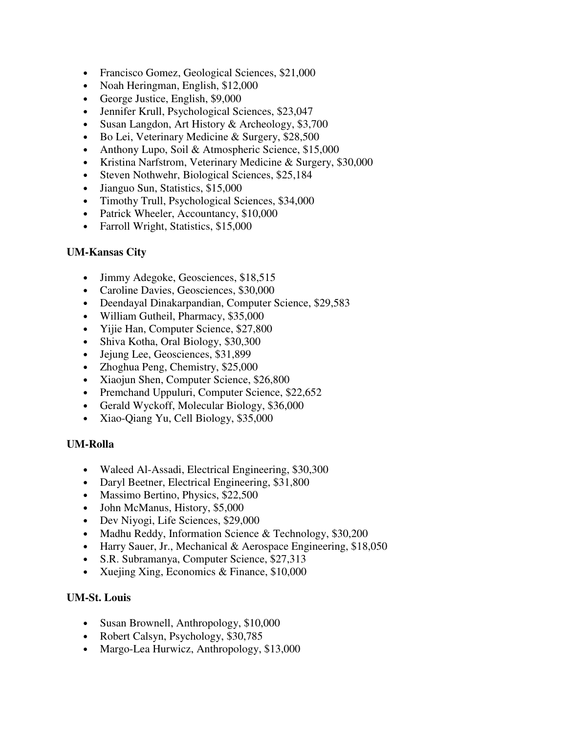- Francisco Gomez, Geological Sciences, $21,000
- Noah Heringman, English, $12,000
- George Justice, English, $9,000
- Jennifer Krull, Psychological Sciences, $23,047
- Susan Langdon, Art History & Archeology, $3,700
- Bo Lei, Veterinary Medicine & Surgery, $28,500
- Anthony Lupo, Soil & Atmospheric Science, $15,000
- Kristina Narfstrom, Veterinary Medicine & Surgery, $30,000
- Steven Nothwehr, Biological Sciences, $25,184
- Jianguo Sun, Statistics, $15,000
- Timothy Trull, Psychological Sciences, $34,000
- Patrick Wheeler, Accountancy, $10,000
- Farroll Wright, Statistics, $15,000

**UM-Kansas City**

- Jimmy Adegoke, Geosciences, $18,515
- Caroline Davies, Geosciences, $30,000
- Deendayal Dinakarpandian, Computer Science, $29,583
- William Gutheil, Pharmacy, $35,000
- Yijie Han, Computer Science, $27,800
- Shiva Kotha, Oral Biology, $30,300
- Jejung Lee, Geosciences, $31,899
- Zhoghua Peng, Chemistry, $25,000
- Xiaojun Shen, Computer Science, $26,800
- Premchand Uppuluri, Computer Science, $22,652
- Gerald Wyckoff, Molecular Biology, $36,000
- Xiao-Qiang Yu, Cell Biology, $35,000

**UM-Rolla**

- Waleed Al-Assadi, Electrical Engineering, $30,300
- Daryl Beetner, Electrical Engineering, $31,800
- Massimo Bertino, Physics, $22,500
- John McManus, History, $5,000
- Dev Niyogi, Life Sciences, $29,000
- Madhu Reddy, Information Science & Technology, $30,200
- Harry Sauer, Jr., Mechanical & Aerospace Engineering, $18,050
- S.R. Subramanya, Computer Science, $27,313
- Xuejing Xing, Economics & Finance, $10,000

**UM-St. Louis**

- Susan Brownell, Anthropology, $10,000
- Robert Calsyn, Psychology, $30,785
- Margo-Lea Hurwicz, Anthropology, $13,000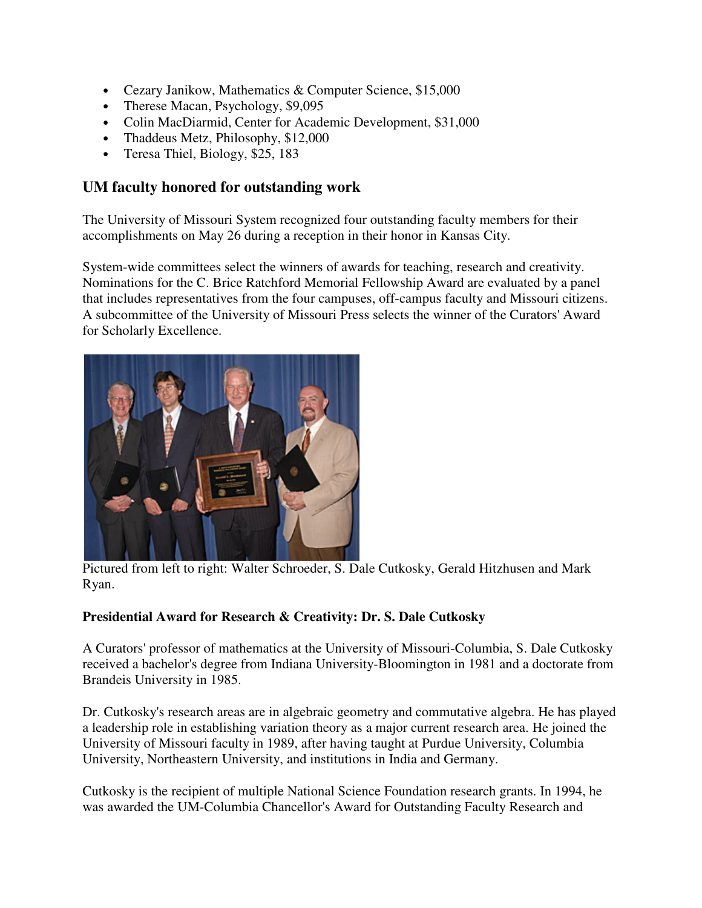- Cezary Janikow, Mathematics & Computer Science, $15,000
- Therese Macan, Psychology, $9,095
- Colin MacDiarmid, Center for Academic Development, $31,000
- Thaddeus Metz, Philosophy, $12,000
- Teresa Thiel, Biology, $25, 183

## UM faculty honored for outstanding work

The University of Missouri System recognized four outstanding faculty members for their accomplishments on May 26 during a reception in their honor in Kansas City.

System-wide committees select the winners of awards for teaching, research and creativity. Nominations for the C. Brice Ratchford Memorial Fellowship Award are evaluated by a panel that includes representatives from the four campuses, off-campus faculty and Missouri citizens. A subcommittee of the University of Missouri Press selects the winner of the Curators' Award for Scholarly Excellence.

Pictured from left to right: Walter Schroeder, S. Dale Cutkosky, Gerald Hitzhusen and Mark Ryan.

**Presidential Award for Research & Creativity: Dr. S. Dale Cutkosky**

A Curators' professor of mathematics at the University of Missouri-Columbia, S. Dale Cutkosky received a bachelor's degree from Indiana University-Bloomington in 1981 and a doctorate from Brandeis University in 1985.

Dr. Cutkosky's research areas are in algebraic geometry and commutative algebra. He has played a leadership role in establishing variation theory as a major current research area. He joined the University of Missouri faculty in 1989, after having taught at Purdue University, Columbia University, Northeastern University, and institutions in India and Germany.

Cutkosky is the recipient of multiple National Science Foundation research grants. In 1994, he was awarded the UM-Columbia Chancellor's Award for Outstanding Faculty Research and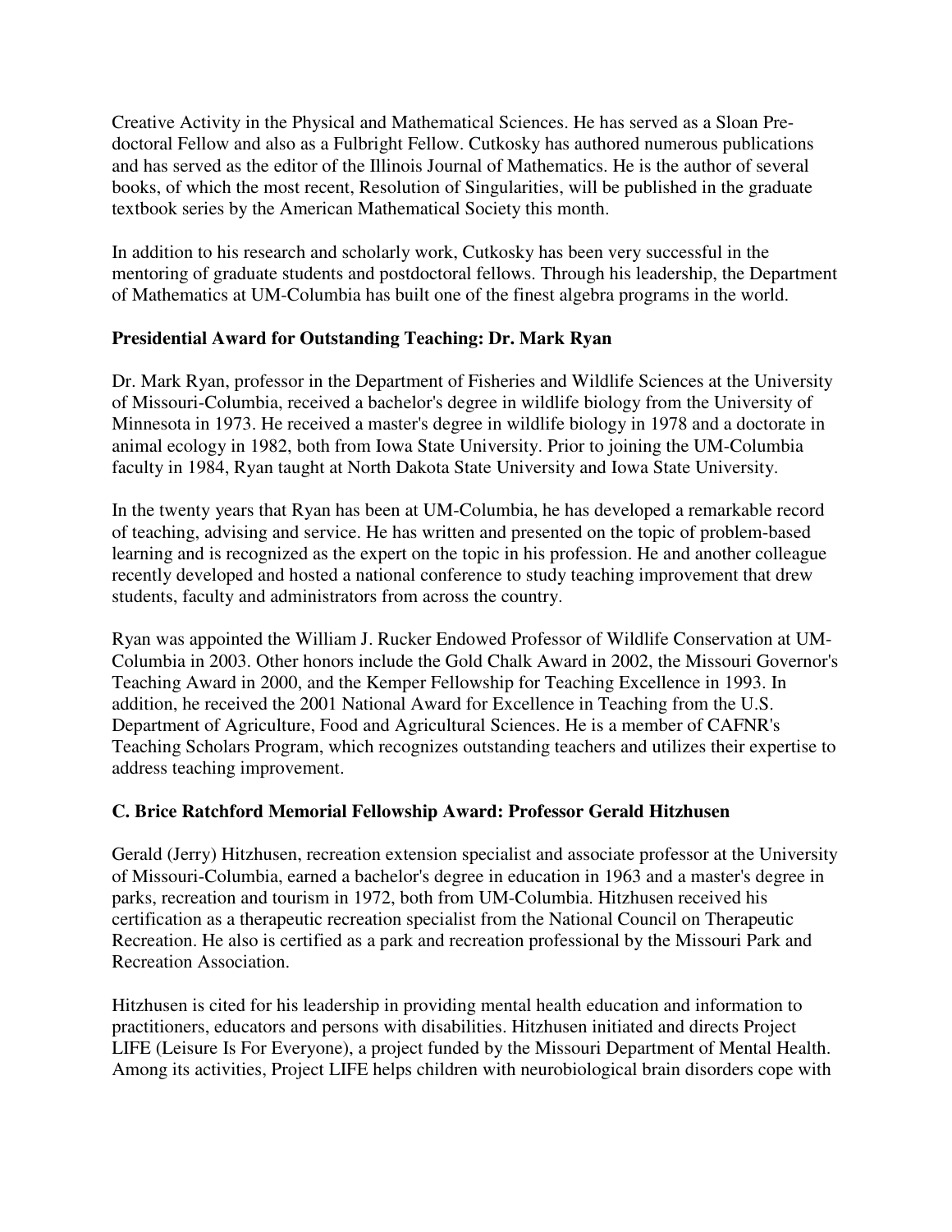Creative Activity in the Physical and Mathematical Sciences. He has served as a Sloan Pre-doctoral Fellow and also as a Fulbright Fellow. Cutkosky has authored numerous publications and has served as the editor of the Illinois Journal of Mathematics. He is the author of several books, of which the most recent, Resolution of Singularities, will be published in the graduate textbook series by the American Mathematical Society this month.

In addition to his research and scholarly work, Cutkosky has been very successful in the mentoring of graduate students and postdoctoral fellows. Through his leadership, the Department of Mathematics at UM-Columbia has built one of the finest algebra programs in the world.

**Presidential Award for Outstanding Teaching: Dr. Mark Ryan**

Dr. Mark Ryan, professor in the Department of Fisheries and Wildlife Sciences at the University of Missouri-Columbia, received a bachelor's degree in wildlife biology from the University of Minnesota in 1973. He received a master's degree in wildlife biology in 1978 and a doctorate in animal ecology in 1982, both from Iowa State University. Prior to joining the UM-Columbia faculty in 1984, Ryan taught at North Dakota State University and Iowa State University.

In the twenty years that Ryan has been at UM-Columbia, he has developed a remarkable record of teaching, advising and service. He has written and presented on the topic of problem-based learning and is recognized as the expert on the topic in his profession. He and another colleague recently developed and hosted a national conference to study teaching improvement that drew students, faculty and administrators from across the country.

Ryan was appointed the William J. Rucker Endowed Professor of Wildlife Conservation at UM-Columbia in 2003. Other honors include the Gold Chalk Award in 2002, the Missouri Governor's Teaching Award in 2000, and the Kemper Fellowship for Teaching Excellence in 1993. In addition, he received the 2001 National Award for Excellence in Teaching from the U.S. Department of Agriculture, Food and Agricultural Sciences. He is a member of CAFNR's Teaching Scholars Program, which recognizes outstanding teachers and utilizes their expertise to address teaching improvement.

**C. Brice Ratchford Memorial Fellowship Award: Professor Gerald Hitzhusen**

Gerald (Jerry) Hitzhusen, recreation extension specialist and associate professor at the University of Missouri-Columbia, earned a bachelor's degree in education in 1963 and a master's degree in parks, recreation and tourism in 1972, both from UM-Columbia. Hitzhusen received his certification as a therapeutic recreation specialist from the National Council on Therapeutic Recreation. He also is certified as a park and recreation professional by the Missouri Park and Recreation Association.

Hitzhusen is cited for his leadership in providing mental health education and information to practitioners, educators and persons with disabilities. Hitzhusen initiated and directs Project LIFE (Leisure Is For Everyone), a project funded by the Missouri Department of Mental Health. Among its activities, Project LIFE helps children with neurobiological brain disorders cope with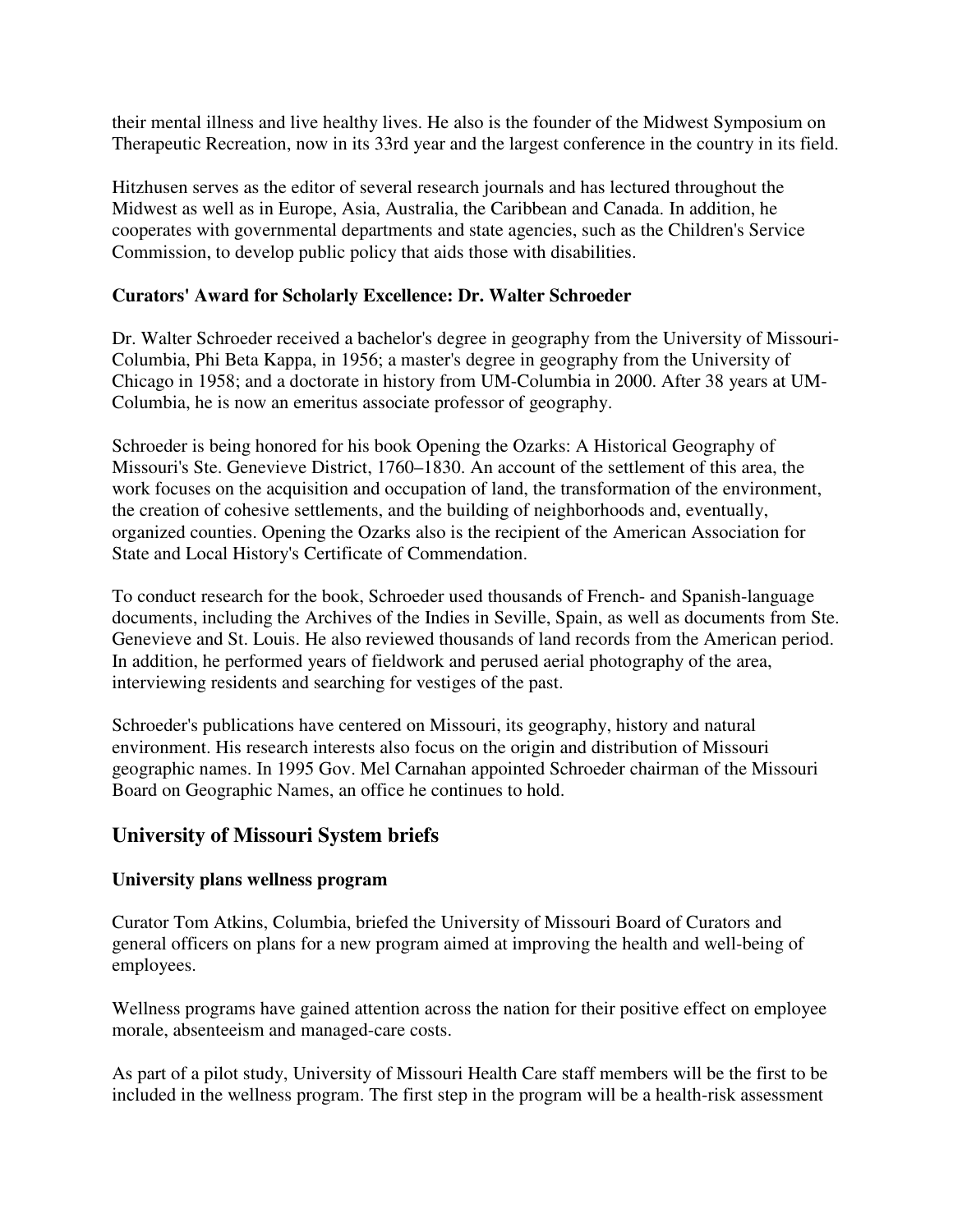their mental illness and live healthy lives. He also is the founder of the Midwest Symposium on Therapeutic Recreation, now in its 33rd year and the largest conference in the country in its field.

Hitzhusen serves as the editor of several research journals and has lectured throughout the Midwest as well as in Europe, Asia, Australia, the Caribbean and Canada. In addition, he cooperates with governmental departments and state agencies, such as the Children's Service Commission, to develop public policy that aids those with disabilities.

**Curators' Award for Scholarly Excellence: Dr. Walter Schroeder**

Dr. Walter Schroeder received a bachelor's degree in geography from the University of Missouri-Columbia, Phi Beta Kappa, in 1956; a master's degree in geography from the University of Chicago in 1958; and a doctorate in history from UM-Columbia in 2000. After 38 years at UM-Columbia, he is now an emeritus associate professor of geography.

Schroeder is being honored for his book Opening the Ozarks: A Historical Geography of Missouri's Ste. Genevieve District, 1760–1830. An account of the settlement of this area, the work focuses on the acquisition and occupation of land, the transformation of the environment, the creation of cohesive settlements, and the building of neighborhoods and, eventually, organized counties. Opening the Ozarks also is the recipient of the American Association for State and Local History's Certificate of Commendation.

To conduct research for the book, Schroeder used thousands of French- and Spanish-language documents, including the Archives of the Indies in Seville, Spain, as well as documents from Ste. Genevieve and St. Louis. He also reviewed thousands of land records from the American period. In addition, he performed years of fieldwork and perused aerial photography of the area, interviewing residents and searching for vestiges of the past.

Schroeder's publications have centered on Missouri, its geography, history and natural environment. His research interests also focus on the origin and distribution of Missouri geographic names. In 1995 Gov. Mel Carnahan appointed Schroeder chairman of the Missouri Board on Geographic Names, an office he continues to hold.

## University of Missouri System briefs

**University plans wellness program**

Curator Tom Atkins, Columbia, briefed the University of Missouri Board of Curators and general officers on plans for a new program aimed at improving the health and well-being of employees.

Wellness programs have gained attention across the nation for their positive effect on employee morale, absenteeism and managed-care costs.

As part of a pilot study, University of Missouri Health Care staff members will be the first to be included in the wellness program. The first step in the program will be a health-risk assessment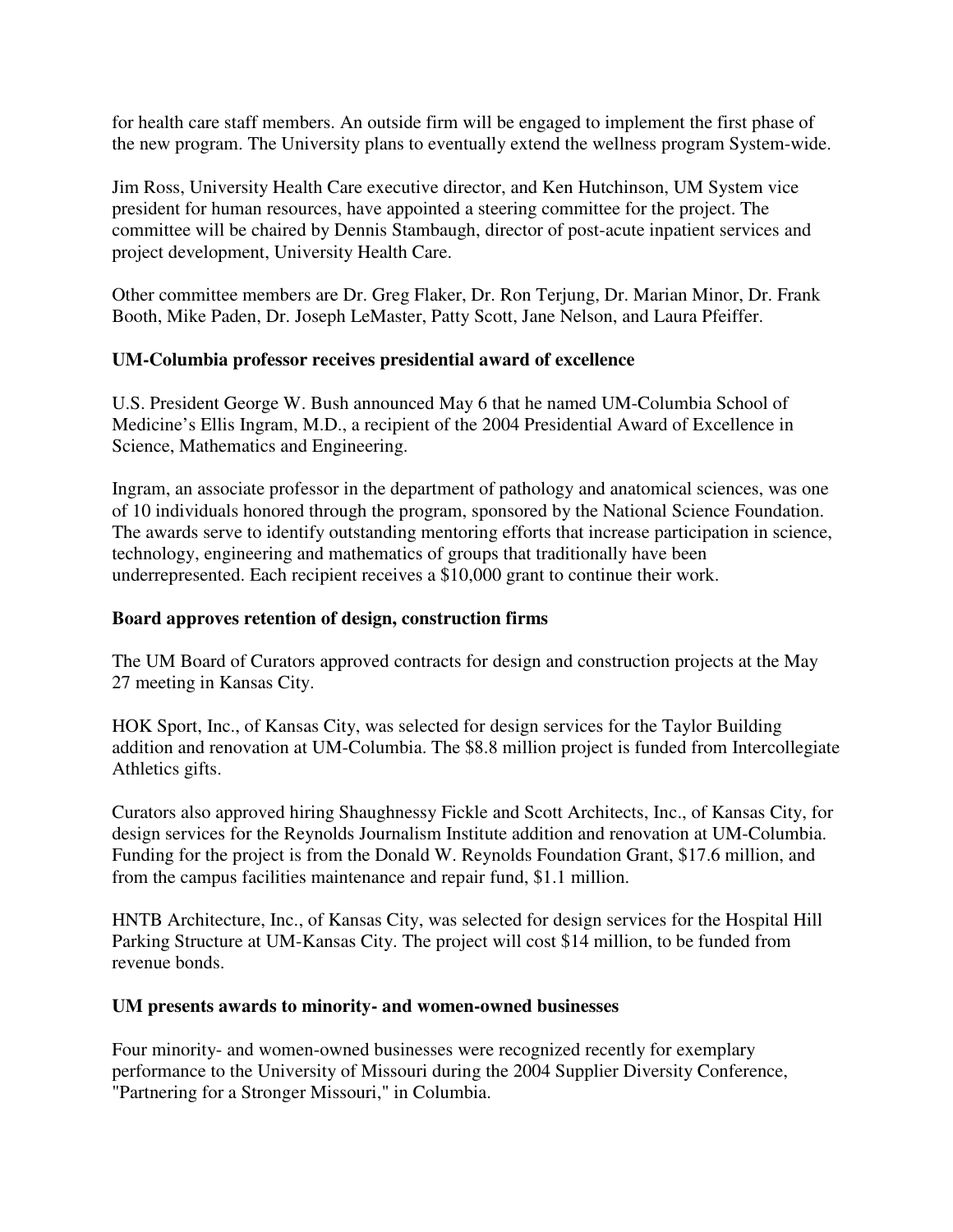for health care staff members. An outside firm will be engaged to implement the first phase of the new program. The University plans to eventually extend the wellness program System-wide.

Jim Ross, University Health Care executive director, and Ken Hutchinson, UM System vice president for human resources, have appointed a steering committee for the project. The committee will be chaired by Dennis Stambaugh, director of post-acute inpatient services and project development, University Health Care.

Other committee members are Dr. Greg Flaker, Dr. Ron Terjung, Dr. Marian Minor, Dr. Frank Booth, Mike Paden, Dr. Joseph LeMaster, Patty Scott, Jane Nelson, and Laura Pfeiffer.

**UM-Columbia professor receives presidential award of excellence**

U.S. President George W. Bush announced May 6 that he named UM-Columbia School of Medicine's Ellis Ingram, M.D., a recipient of the 2004 Presidential Award of Excellence in Science, Mathematics and Engineering.

Ingram, an associate professor in the department of pathology and anatomical sciences, was one of 10 individuals honored through the program, sponsored by the National Science Foundation. The awards serve to identify outstanding mentoring efforts that increase participation in science, technology, engineering and mathematics of groups that traditionally have been underrepresented. Each recipient receives a $10,000 grant to continue their work.

**Board approves retention of design, construction firms**

The UM Board of Curators approved contracts for design and construction projects at the May 27 meeting in Kansas City.

HOK Sport, Inc., of Kansas City, was selected for design services for the Taylor Building addition and renovation at UM-Columbia. The $8.8 million project is funded from Intercollegiate Athletics gifts.

Curators also approved hiring Shaughnessy Fickle and Scott Architects, Inc., of Kansas City, for design services for the Reynolds Journalism Institute addition and renovation at UM-Columbia. Funding for the project is from the Donald W. Reynolds Foundation Grant, $17.6 million, and from the campus facilities maintenance and repair fund, $1.1 million.

HNTB Architecture, Inc., of Kansas City, was selected for design services for the Hospital Hill Parking Structure at UM-Kansas City. The project will cost $14 million, to be funded from revenue bonds.

**UM presents awards to minority- and women-owned businesses**

Four minority- and women-owned businesses were recognized recently for exemplary performance to the University of Missouri during the 2004 Supplier Diversity Conference, "Partnering for a Stronger Missouri," in Columbia.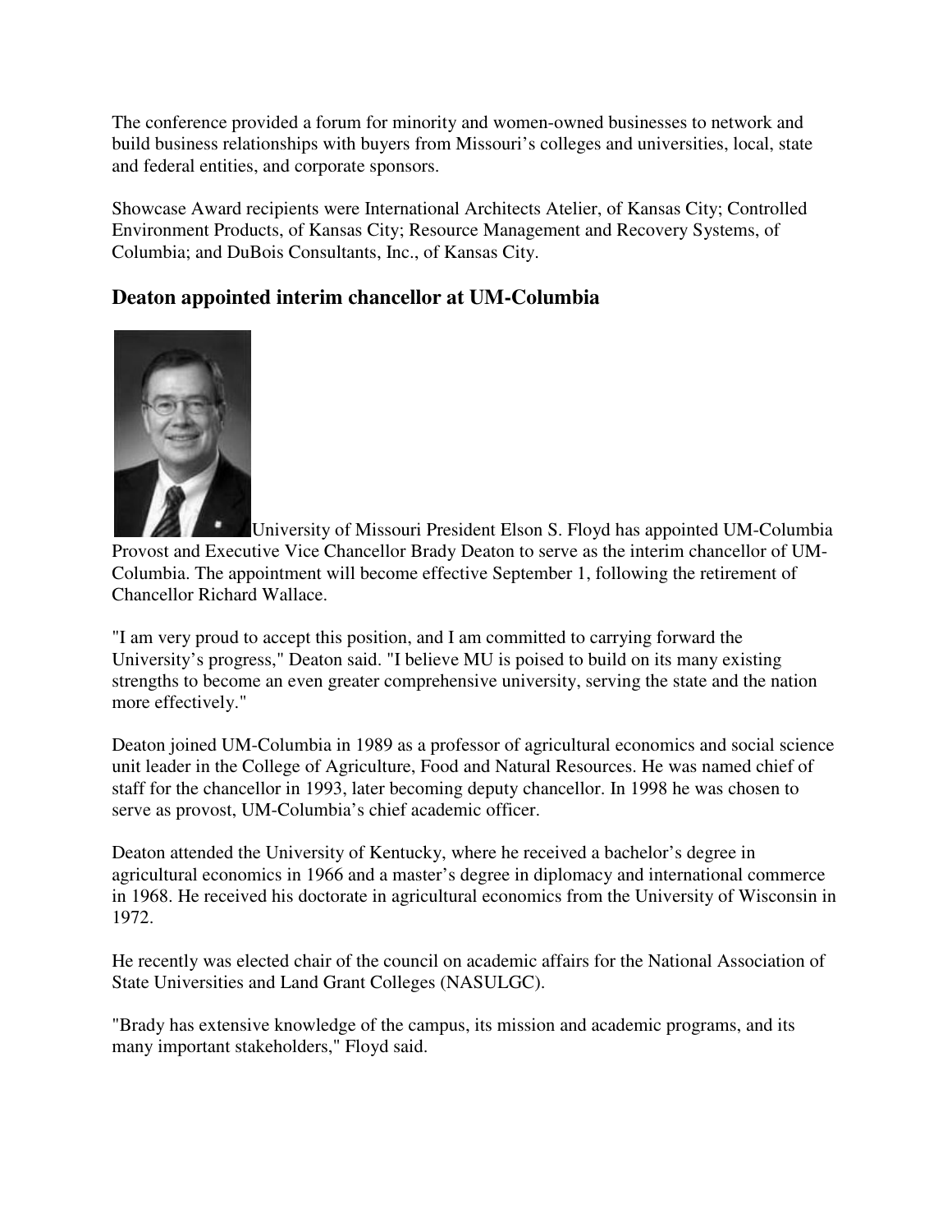The conference provided a forum for minority and women-owned businesses to network and build business relationships with buyers from Missouri's colleges and universities, local, state and federal entities, and corporate sponsors.

Showcase Award recipients were International Architects Atelier, of Kansas City; Controlled Environment Products, of Kansas City; Resource Management and Recovery Systems, of Columbia; and DuBois Consultants, Inc., of Kansas City.

## Deaton appointed interim chancellor at UM-Columbia

University of Missouri President Elson S. Floyd has appointed UM-Columbia Provost and Executive Vice Chancellor Brady Deaton to serve as the interim chancellor of UM-Columbia. The appointment will become effective September 1, following the retirement of Chancellor Richard Wallace.

"I am very proud to accept this position, and I am committed to carrying forward the University's progress," Deaton said. "I believe MU is poised to build on its many existing strengths to become an even greater comprehensive university, serving the state and the nation more effectively."

Deaton joined UM-Columbia in 1989 as a professor of agricultural economics and social science unit leader in the College of Agriculture, Food and Natural Resources. He was named chief of staff for the chancellor in 1993, later becoming deputy chancellor. In 1998 he was chosen to serve as provost, UM-Columbia's chief academic officer.

Deaton attended the University of Kentucky, where he received a bachelor's degree in agricultural economics in 1966 and a master's degree in diplomacy and international commerce in 1968. He received his doctorate in agricultural economics from the University of Wisconsin in 1972.

He recently was elected chair of the council on academic affairs for the National Association of State Universities and Land Grant Colleges (NASULGC).

"Brady has extensive knowledge of the campus, its mission and academic programs, and its many important stakeholders," Floyd said.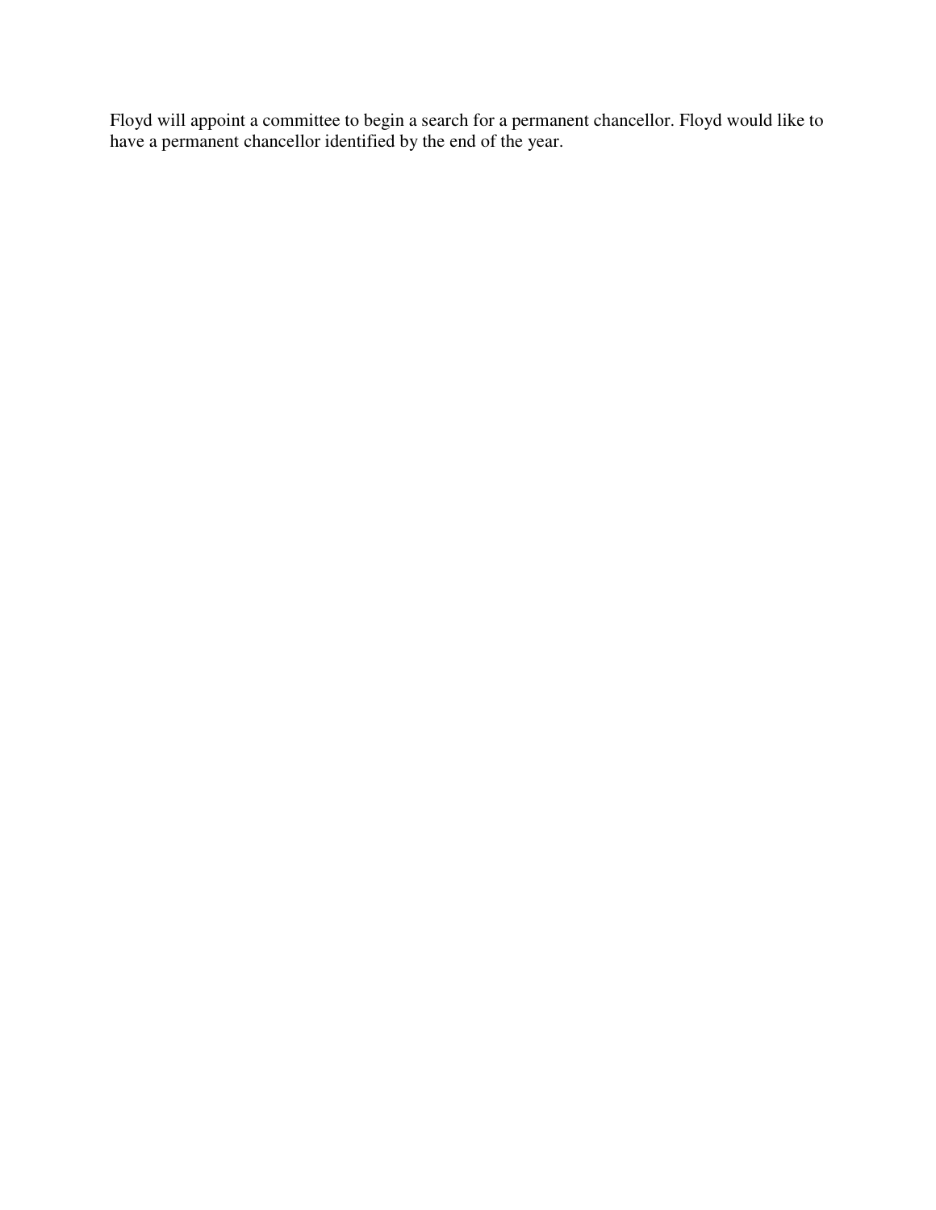Floyd will appoint a committee to begin a search for a permanent chancellor. Floyd would like to have a permanent chancellor identified by the end of the year.